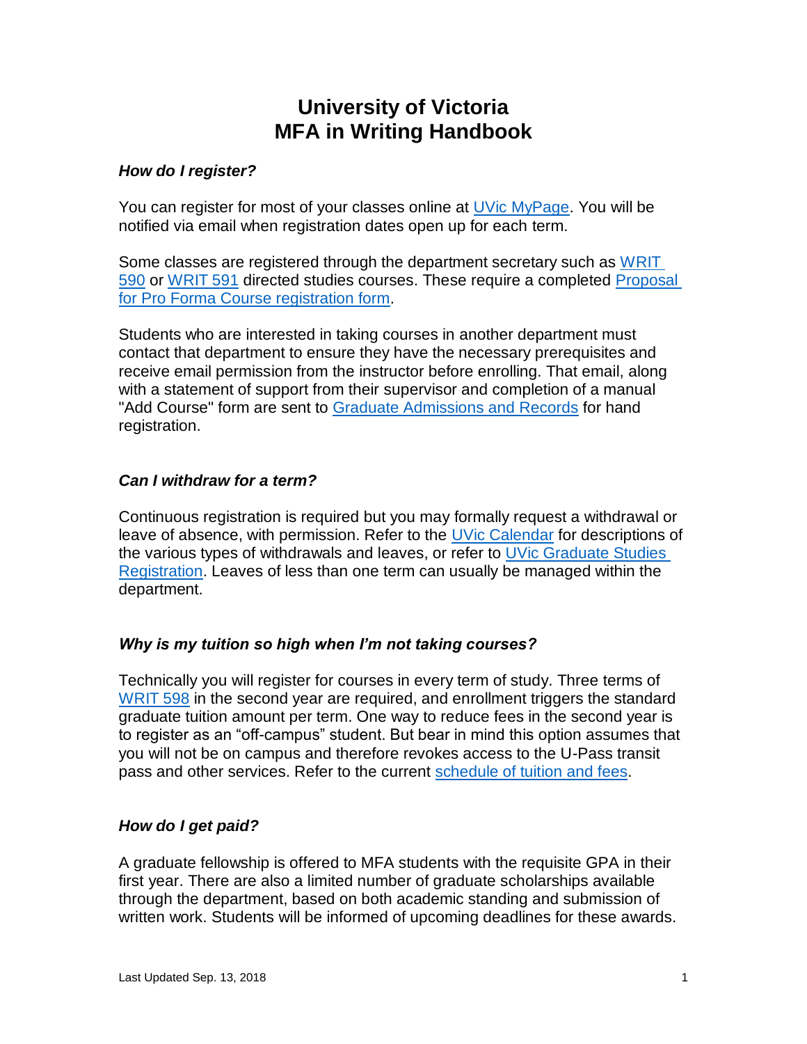# University of Victoria
# MFA in Writing Handbook

***How do I register?***

You can register for most of your classes online at UVic MyPage. You will be notified via email when registration dates open up for each term.

Some classes are registered through the department secretary such as WRIT 590 or WRIT 591 directed studies courses. These require a completed Proposal for Pro Forma Course registration form.

Students who are interested in taking courses in another department must contact that department to ensure they have the necessary prerequisites and receive email permission from the instructor before enrolling. That email, along with a statement of support from their supervisor and completion of a manual "Add Course" form are sent to Graduate Admissions and Records for hand registration.

***Can I withdraw for a term?***

Continuous registration is required but you may formally request a withdrawal or leave of absence, with permission. Refer to the UVic Calendar for descriptions of the various types of withdrawals and leaves, or refer to UVic Graduate Studies Registration. Leaves of less than one term can usually be managed within the department.

***Why is my tuition so high when I'm not taking courses?***

Technically you will register for courses in every term of study. Three terms of WRIT 598 in the second year are required, and enrollment triggers the standard graduate tuition amount per term. One way to reduce fees in the second year is to register as an "off-campus" student. But bear in mind this option assumes that you will not be on campus and therefore revokes access to the U-Pass transit pass and other services. Refer to the current schedule of tuition and fees.

***How do I get paid?***

A graduate fellowship is offered to MFA students with the requisite GPA in their first year. There are also a limited number of graduate scholarships available through the department, based on both academic standing and submission of written work. Students will be informed of upcoming deadlines for these awards.

Last Updated Sep. 13, 2018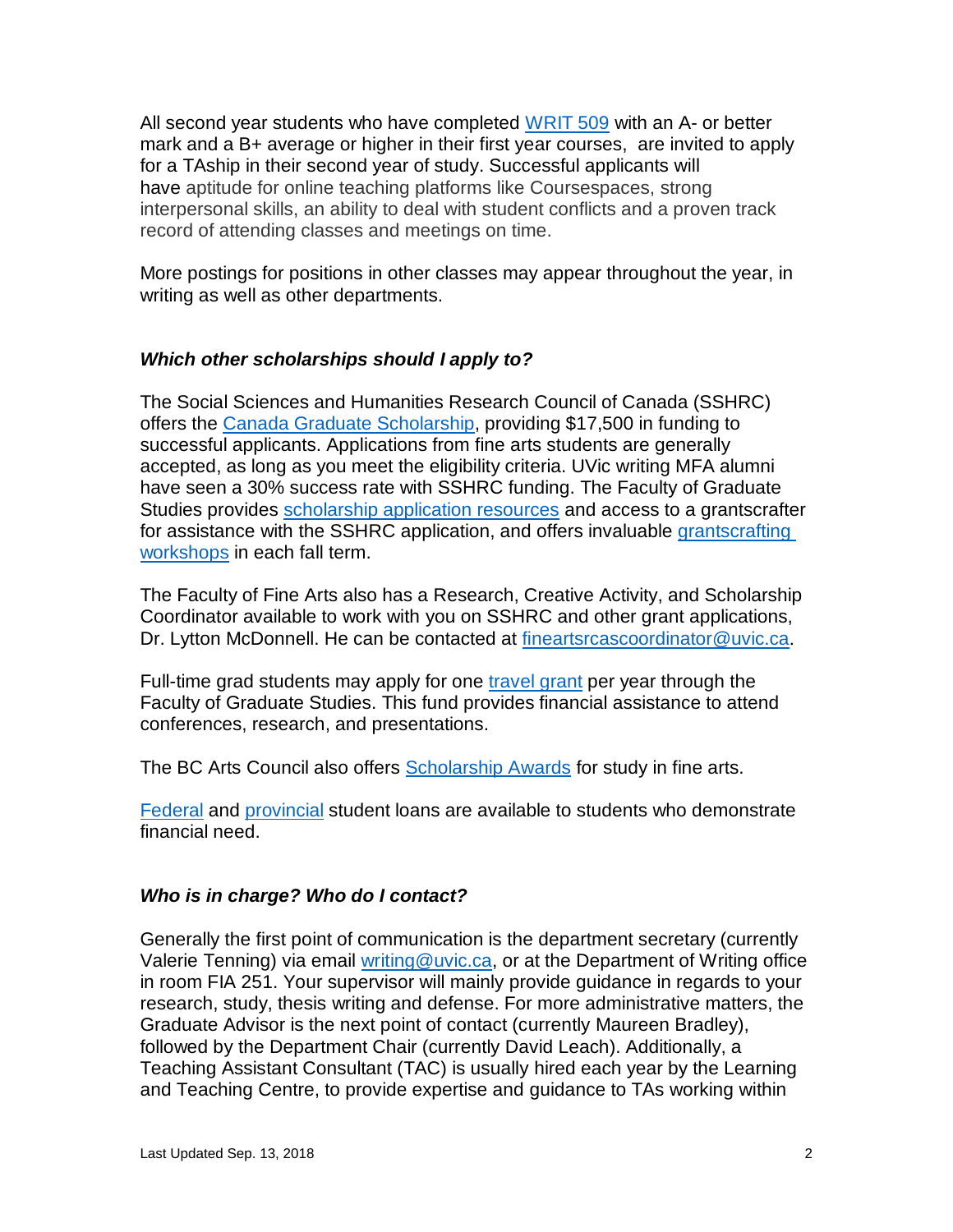All second year students who have completed [WRIT 509](#) with an A- or better mark and a B+ average or higher in their first year courses, are invited to apply for a TAship in their second year of study. Successful applicants will have aptitude for online teaching platforms like Coursespaces, strong interpersonal skills, an ability to deal with student conflicts and a proven track record of attending classes and meetings on time.

More postings for positions in other classes may appear throughout the year, in writing as well as other departments.

### *Which other scholarships should I apply to?*

The Social Sciences and Humanities Research Council of Canada (SSHRC) offers the [Canada Graduate Scholarship](#), providing $17,500 in funding to successful applicants. Applications from fine arts students are generally accepted, as long as you meet the eligibility criteria. UVic writing MFA alumni have seen a 30% success rate with SSHRC funding. The Faculty of Graduate Studies provides [scholarship application resources](#) and access to a grantscrafter for assistance with the SSHRC application, and offers invaluable [grantscrafting workshops](#) in each fall term.

The Faculty of Fine Arts also has a Research, Creative Activity, and Scholarship Coordinator available to work with you on SSHRC and other grant applications, Dr. Lytton McDonnell. He can be contacted at [fineartsrcascoordinator@uvic.ca](mailto:fineartsrcascoordinator@uvic.ca).

Full-time grad students may apply for one [travel grant](#) per year through the Faculty of Graduate Studies. This fund provides financial assistance to attend conferences, research, and presentations.

The BC Arts Council also offers [Scholarship Awards](#) for study in fine arts.

[Federal](#) and [provincial](#) student loans are available to students who demonstrate financial need.

### *Who is in charge? Who do I contact?*

Generally the first point of communication is the department secretary (currently Valerie Tenning) via email [writing@uvic.ca](mailto:writing@uvic.ca), or at the Department of Writing office in room FIA 251. Your supervisor will mainly provide guidance in regards to your research, study, thesis writing and defense. For more administrative matters, the Graduate Advisor is the next point of contact (currently Maureen Bradley), followed by the Department Chair (currently David Leach). Additionally, a Teaching Assistant Consultant (TAC) is usually hired each year by the Learning and Teaching Centre, to provide expertise and guidance to TAs working within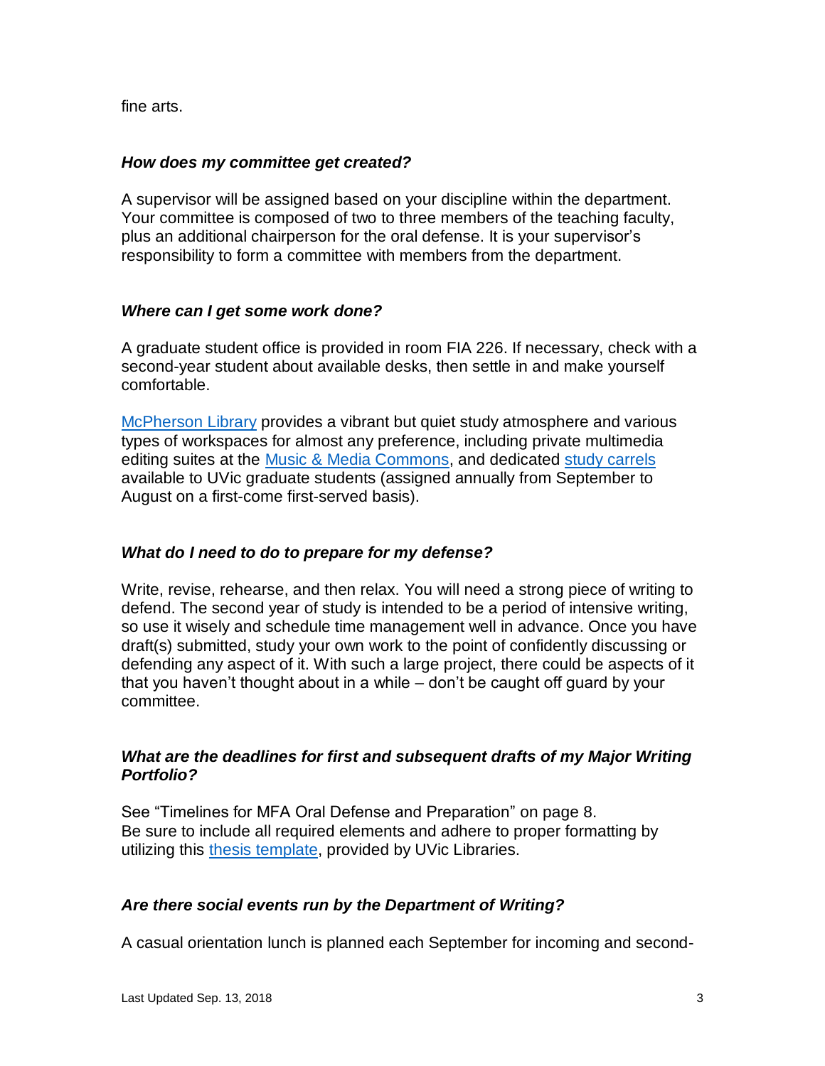fine arts.

***How does my committee get created?***

A supervisor will be assigned based on your discipline within the department. Your committee is composed of two to three members of the teaching faculty, plus an additional chairperson for the oral defense. It is your supervisor's responsibility to form a committee with members from the department.

***Where can I get some work done?***

A graduate student office is provided in room FIA 226. If necessary, check with a second-year student about available desks, then settle in and make yourself comfortable.

McPherson Library provides a vibrant but quiet study atmosphere and various types of workspaces for almost any preference, including private multimedia editing suites at the Music & Media Commons, and dedicated study carrels available to UVic graduate students (assigned annually from September to August on a first-come first-served basis).

***What do I need to do to prepare for my defense?***

Write, revise, rehearse, and then relax. You will need a strong piece of writing to defend. The second year of study is intended to be a period of intensive writing, so use it wisely and schedule time management well in advance. Once you have draft(s) submitted, study your own work to the point of confidently discussing or defending any aspect of it. With such a large project, there could be aspects of it that you haven't thought about in a while – don't be caught off guard by your committee.

***What are the deadlines for first and subsequent drafts of my Major Writing Portfolio?***

See "Timelines for MFA Oral Defense and Preparation" on page 8.
Be sure to include all required elements and adhere to proper formatting by utilizing this thesis template, provided by UVic Libraries.

***Are there social events run by the Department of Writing?***

A casual orientation lunch is planned each September for incoming and second-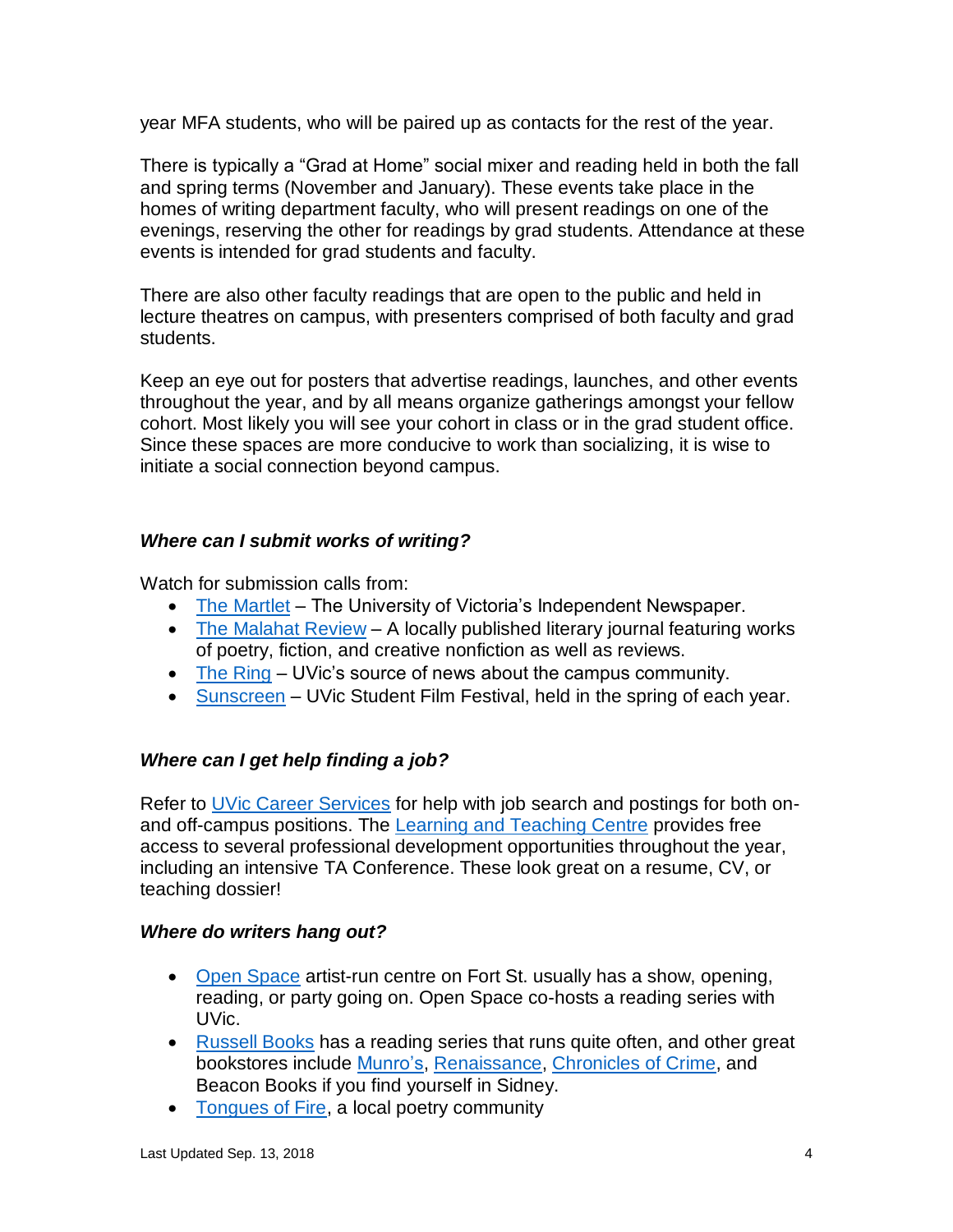year MFA students, who will be paired up as contacts for the rest of the year.

There is typically a “Grad at Home” social mixer and reading held in both the fall and spring terms (November and January). These events take place in the homes of writing department faculty, who will present readings on one of the evenings, reserving the other for readings by grad students. Attendance at these events is intended for grad students and faculty.

There are also other faculty readings that are open to the public and held in lecture theatres on campus, with presenters comprised of both faculty and grad students.

Keep an eye out for posters that advertise readings, launches, and other events throughout the year, and by all means organize gatherings amongst your fellow cohort. Most likely you will see your cohort in class or in the grad student office. Since these spaces are more conducive to work than socializing, it is wise to initiate a social connection beyond campus.

### *Where can I submit works of writing?*

Watch for submission calls from:

- The Martlet – The University of Victoria’s Independent Newspaper.
- The Malahat Review – A locally published literary journal featuring works of poetry, fiction, and creative nonfiction as well as reviews.
- The Ring – UVic’s source of news about the campus community.
- Sunscreen – UVic Student Film Festival, held in the spring of each year.

### *Where can I get help finding a job?*

Refer to UVic Career Services for help with job search and postings for both on- and off-campus positions. The Learning and Teaching Centre provides free access to several professional development opportunities throughout the year, including an intensive TA Conference. These look great on a resume, CV, or teaching dossier!

### *Where do writers hang out?*

- Open Space artist-run centre on Fort St. usually has a show, opening, reading, or party going on. Open Space co-hosts a reading series with UVic.
- Russell Books has a reading series that runs quite often, and other great bookstores include Munro’s, Renaissance, Chronicles of Crime, and Beacon Books if you find yourself in Sidney.
- Tongues of Fire, a local poetry community

Last Updated Sep. 13, 2018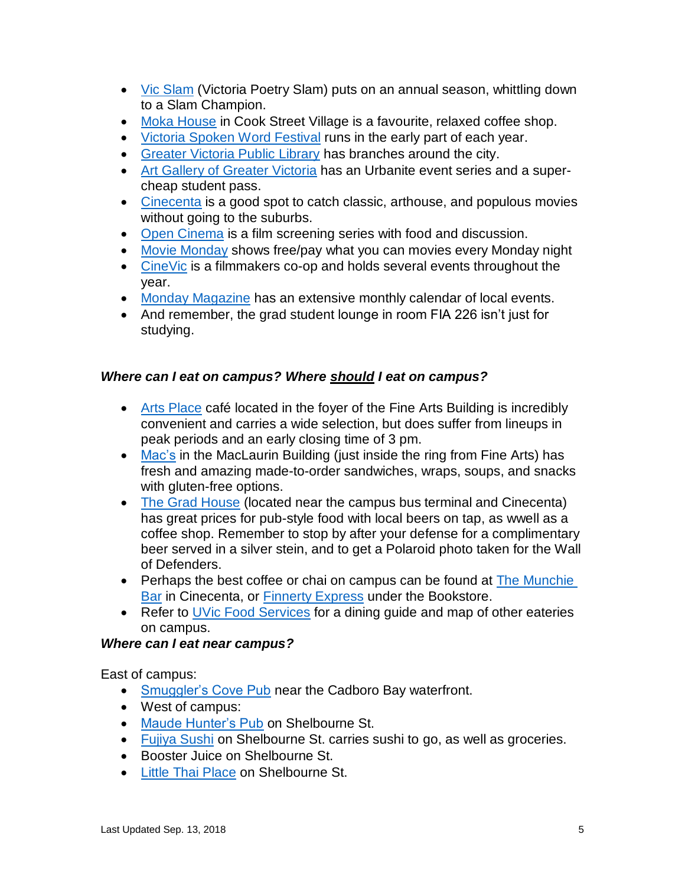- Vic Slam (Victoria Poetry Slam) puts on an annual season, whittling down to a Slam Champion.
- Moka House in Cook Street Village is a favourite, relaxed coffee shop.
- Victoria Spoken Word Festival runs in the early part of each year.
- Greater Victoria Public Library has branches around the city.
- Art Gallery of Greater Victoria has an Urbanite event series and a super-cheap student pass.
- Cinecenta is a good spot to catch classic, arthouse, and populous movies without going to the suburbs.
- Open Cinema is a film screening series with food and discussion.
- Movie Monday shows free/pay what you can movies every Monday night
- CineVic is a filmmakers co-op and holds several events throughout the year.
- Monday Magazine has an extensive monthly calendar of local events.
- And remember, the grad student lounge in room FIA 226 isn't just for studying.

***Where can I eat on campus? Where <u>should</u> I eat on campus?***

- Arts Place café located in the foyer of the Fine Arts Building is incredibly convenient and carries a wide selection, but does suffer from lineups in peak periods and an early closing time of 3 pm.
- Mac's in the MacLaurin Building (just inside the ring from Fine Arts) has fresh and amazing made-to-order sandwiches, wraps, soups, and snacks with gluten-free options.
- The Grad House (located near the campus bus terminal and Cinecenta) has great prices for pub-style food with local beers on tap, as wwell as a coffee shop. Remember to stop by after your defense for a complimentary beer served in a silver stein, and to get a Polaroid photo taken for the Wall of Defenders.
- Perhaps the best coffee or chai on campus can be found at The Munchie Bar in Cinecenta, or Finnerty Express under the Bookstore.
- Refer to UVic Food Services for a dining guide and map of other eateries on campus.

***Where can I eat near campus?***

East of campus:

- Smuggler's Cove Pub near the Cadboro Bay waterfront.
- West of campus:
- Maude Hunter's Pub on Shelbourne St.
- Fujiya Sushi on Shelbourne St. carries sushi to go, as well as groceries.
- Booster Juice on Shelbourne St.
- Little Thai Place on Shelbourne St.

Last Updated Sep. 13, 2018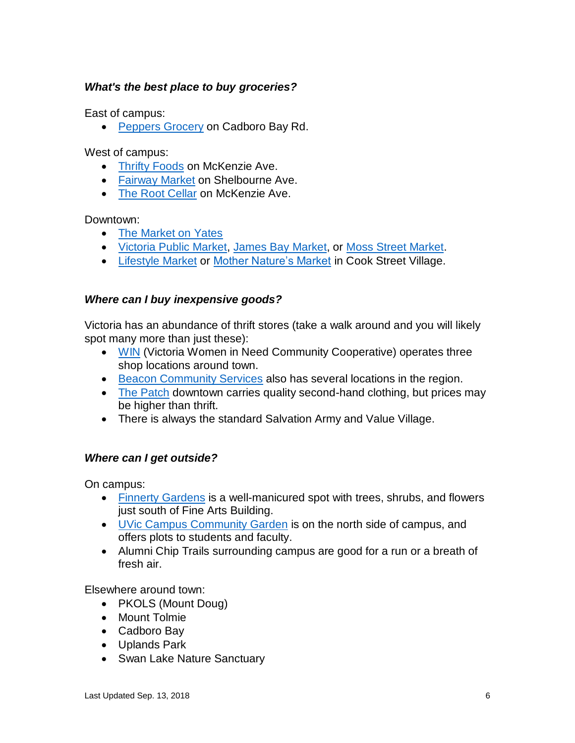### *What's the best place to buy groceries?*

East of campus:

- Peppers Grocery on Cadboro Bay Rd.

West of campus:

- Thrifty Foods on McKenzie Ave.
- Fairway Market on Shelbourne Ave.
- The Root Cellar on McKenzie Ave.

Downtown:

- The Market on Yates
- Victoria Public Market, James Bay Market, or Moss Street Market.
- Lifestyle Market or Mother Nature's Market in Cook Street Village.

### *Where can I buy inexpensive goods?*

Victoria has an abundance of thrift stores (take a walk around and you will likely spot many more than just these):

- WIN (Victoria Women in Need Community Cooperative) operates three shop locations around town.
- Beacon Community Services also has several locations in the region.
- The Patch downtown carries quality second-hand clothing, but prices may be higher than thrift.
- There is always the standard Salvation Army and Value Village.

### *Where can I get outside?*

On campus:

- Finnerty Gardens is a well-manicured spot with trees, shrubs, and flowers just south of Fine Arts Building.
- UVic Campus Community Garden is on the north side of campus, and offers plots to students and faculty.
- Alumni Chip Trails surrounding campus are good for a run or a breath of fresh air.

Elsewhere around town:

- PKOLS (Mount Doug)
- Mount Tolmie
- Cadboro Bay
- Uplands Park
- Swan Lake Nature Sanctuary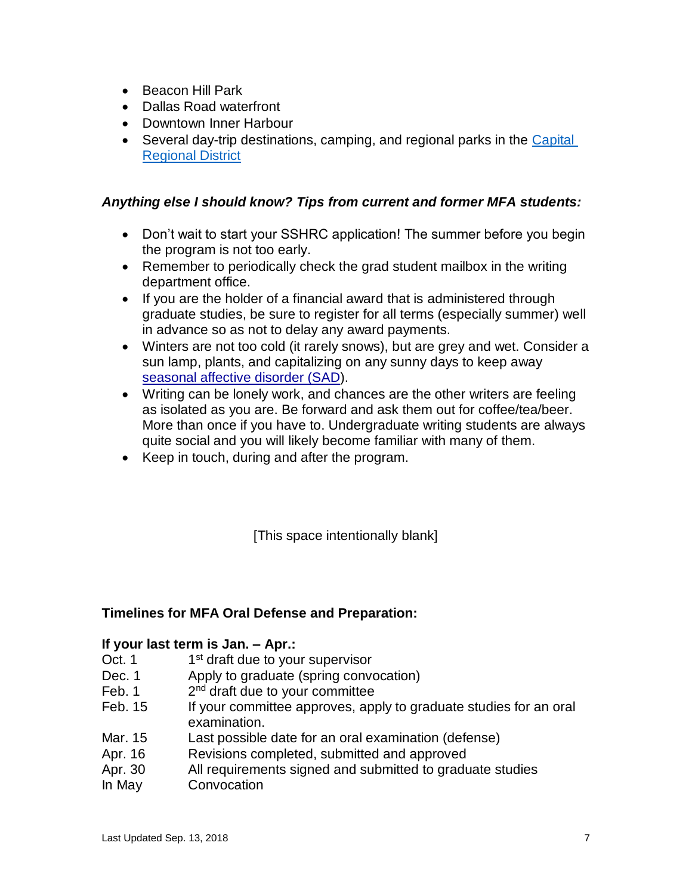- Beacon Hill Park
- Dallas Road waterfront
- Downtown Inner Harbour
- Several day-trip destinations, camping, and regional parks in the [Capital Regional District]

***Anything else I should know? Tips from current and former MFA students:***

- Don't wait to start your SSHRC application! The summer before you begin the program is not too early.
- Remember to periodically check the grad student mailbox in the writing department office.
- If you are the holder of a financial award that is administered through graduate studies, be sure to register for all terms (especially summer) well in advance so as not to delay any award payments.
- Winters are not too cold (it rarely snows), but are grey and wet. Consider a sun lamp, plants, and capitalizing on any sunny days to keep away [seasonal affective disorder (SAD)].
- Writing can be lonely work, and chances are the other writers are feeling as isolated as you are. Be forward and ask them out for coffee/tea/beer. More than once if you have to. Undergraduate writing students are always quite social and you will likely become familiar with many of them.
- Keep in touch, during and after the program.

[This space intentionally blank]

**Timelines for MFA Oral Defense and Preparation:**

**If your last term is Jan. – Apr.:**

| | |
|---|---|
| Oct. 1 | 1st draft due to your supervisor |
| Dec. 1 | Apply to graduate (spring convocation) |
| Feb. 1 | 2nd draft due to your committee |
| Feb. 15 | If your committee approves, apply to graduate studies for an oral examination. |
| Mar. 15 | Last possible date for an oral examination (defense) |
| Apr. 16 | Revisions completed, submitted and approved |
| Apr. 30 | All requirements signed and submitted to graduate studies |
| In May | Convocation |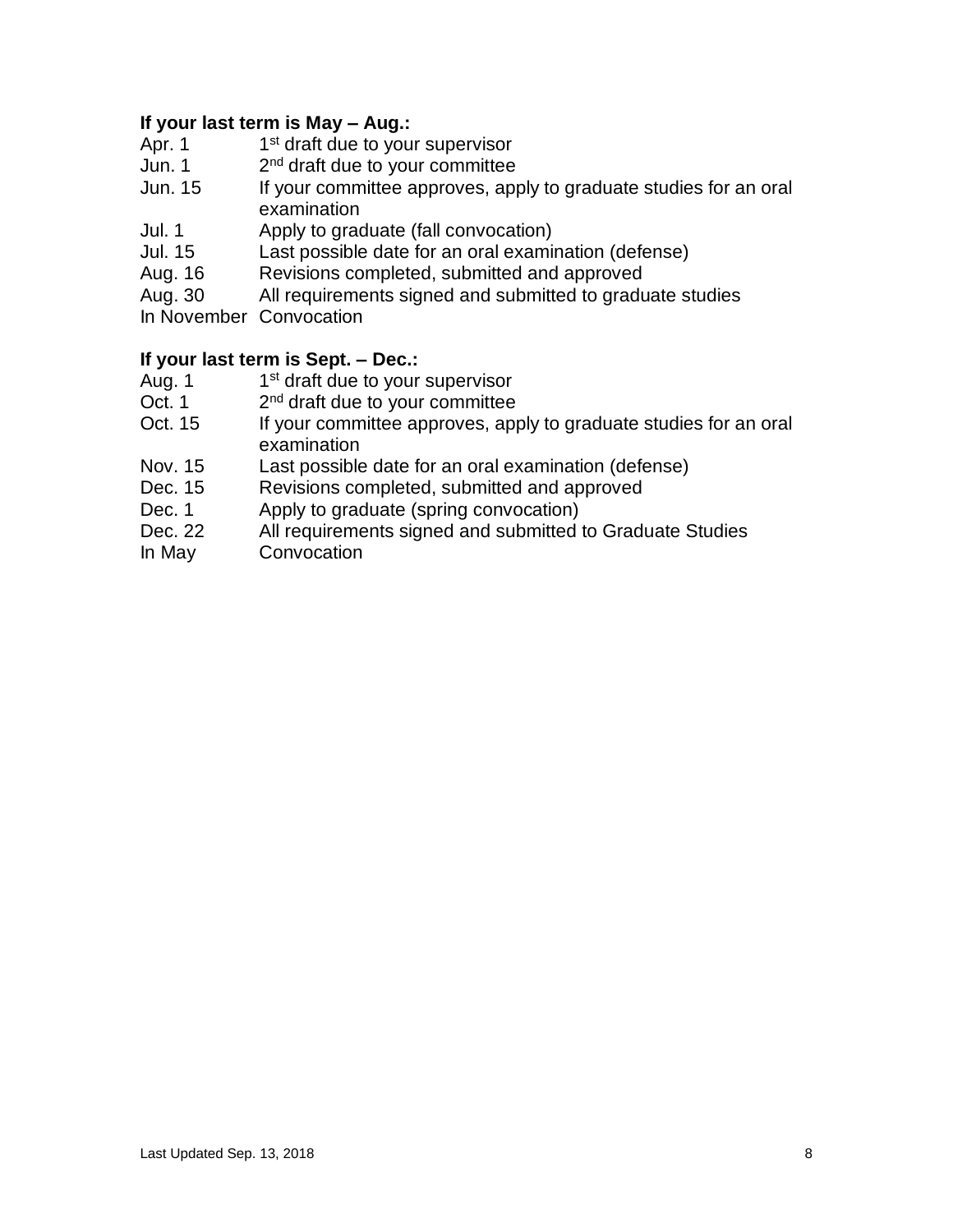**If your last term is May – Aug.:**

| | |
|---|---|
| Apr. 1 | 1st draft due to your supervisor |
| Jun. 1 | 2nd draft due to your committee |
| Jun. 15 | If your committee approves, apply to graduate studies for an oral examination |
| Jul. 1 | Apply to graduate (fall convocation) |
| Jul. 15 | Last possible date for an oral examination (defense) |
| Aug. 16 | Revisions completed, submitted and approved |
| Aug. 30 | All requirements signed and submitted to graduate studies |
| In November | Convocation |

**If your last term is Sept. – Dec.:**

| | |
|---|---|
| Aug. 1 | 1st draft due to your supervisor |
| Oct. 1 | 2nd draft due to your committee |
| Oct. 15 | If your committee approves, apply to graduate studies for an oral examination |
| Nov. 15 | Last possible date for an oral examination (defense) |
| Dec. 15 | Revisions completed, submitted and approved |
| Dec. 1 | Apply to graduate (spring convocation) |
| Dec. 22 | All requirements signed and submitted to Graduate Studies |
| In May | Convocation |

Last Updated Sep. 13, 2018